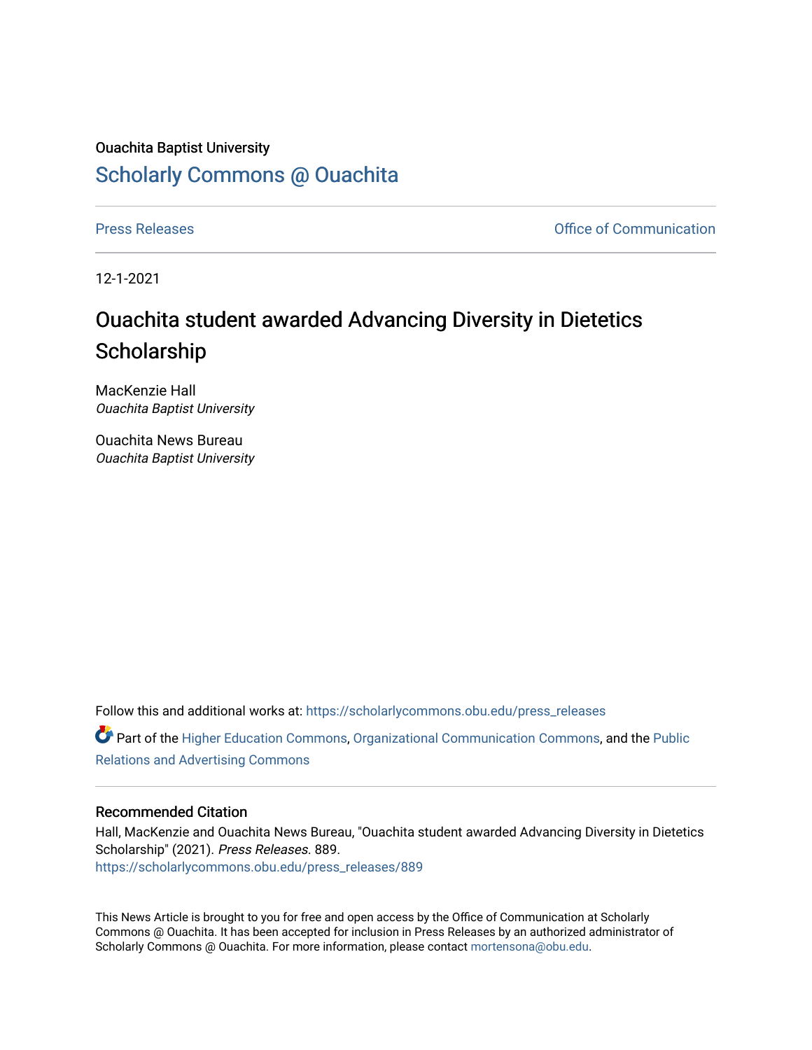Ouachita Baptist University

## Scholarly Commons @ Ouachita

Press Releases | Office of Communication

12-1-2021

# Ouachita student awarded Advancing Diversity in Dietetics Scholarship

MacKenzie Hall
*Ouachita Baptist University*

Ouachita News Bureau
*Ouachita Baptist University*

Follow this and additional works at: https://scholarlycommons.obu.edu/press_releases

Part of the Higher Education Commons, Organizational Communication Commons, and the Public Relations and Advertising Commons

### Recommended Citation

Hall, MacKenzie and Ouachita News Bureau, "Ouachita student awarded Advancing Diversity in Dietetics Scholarship" (2021). *Press Releases*. 889.
https://scholarlycommons.obu.edu/press_releases/889

This News Article is brought to you for free and open access by the Office of Communication at Scholarly Commons @ Ouachita. It has been accepted for inclusion in Press Releases by an authorized administrator of Scholarly Commons @ Ouachita. For more information, please contact mortensona@obu.edu.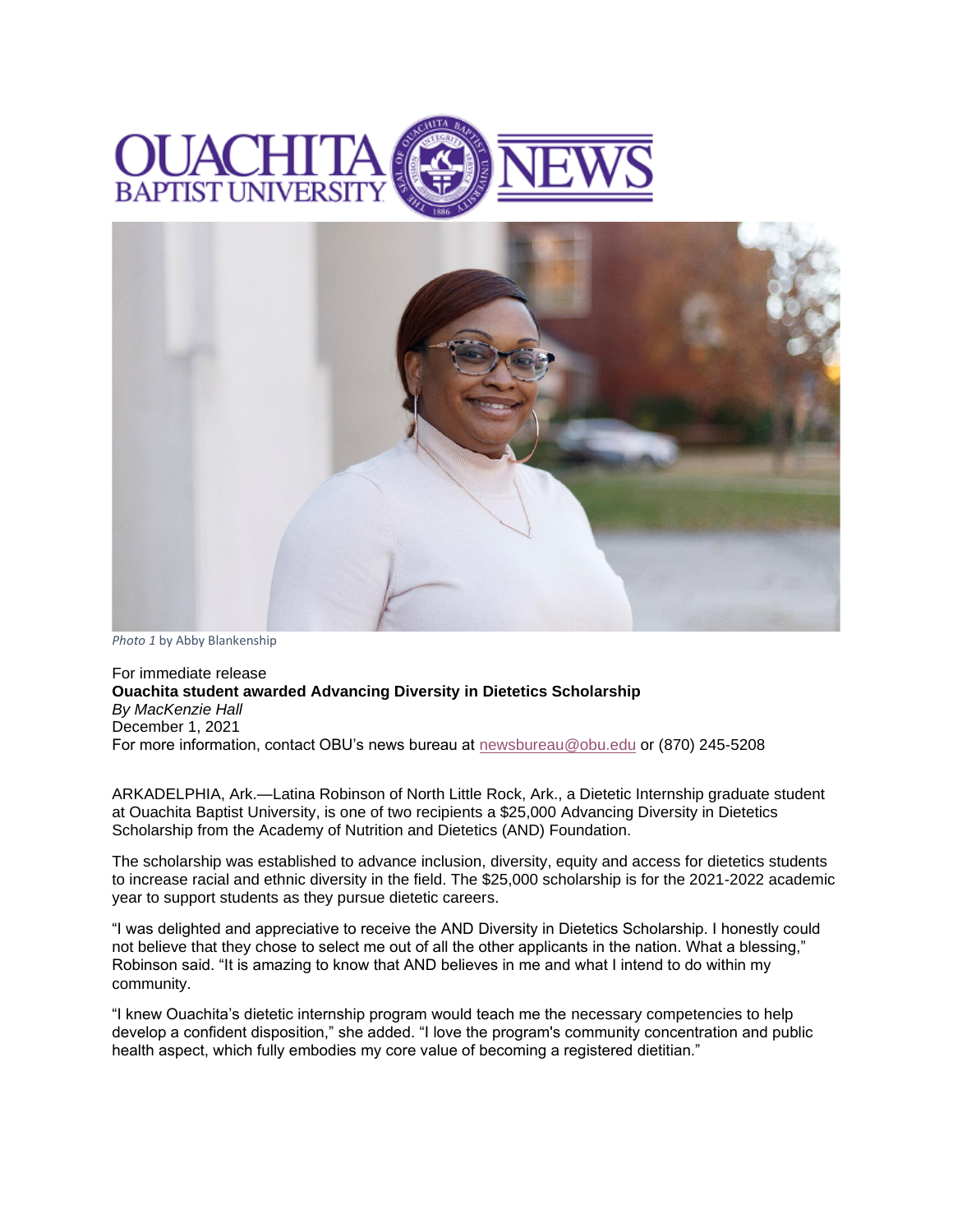Photo 1 by Abby Blankenship

For immediate release

**Ouachita student awarded Advancing Diversity in Dietetics Scholarship**

*By MacKenzie Hall*

December 1, 2021

For more information, contact OBU's news bureau at newsbureau@obu.edu or (870) 245-5208

ARKADELPHIA, Ark.—Latina Robinson of North Little Rock, Ark., a Dietetic Internship graduate student at Ouachita Baptist University, is one of two recipients a $25,000 Advancing Diversity in Dietetics Scholarship from the Academy of Nutrition and Dietetics (AND) Foundation.

The scholarship was established to advance inclusion, diversity, equity and access for dietetics students to increase racial and ethnic diversity in the field. The $25,000 scholarship is for the 2021-2022 academic year to support students as they pursue dietetic careers.

"I was delighted and appreciative to receive the AND Diversity in Dietetics Scholarship. I honestly could not believe that they chose to select me out of all the other applicants in the nation. What a blessing," Robinson said. "It is amazing to know that AND believes in me and what I intend to do within my community.

"I knew Ouachita's dietetic internship program would teach me the necessary competencies to help develop a confident disposition," she added. "I love the program's community concentration and public health aspect, which fully embodies my core value of becoming a registered dietitian."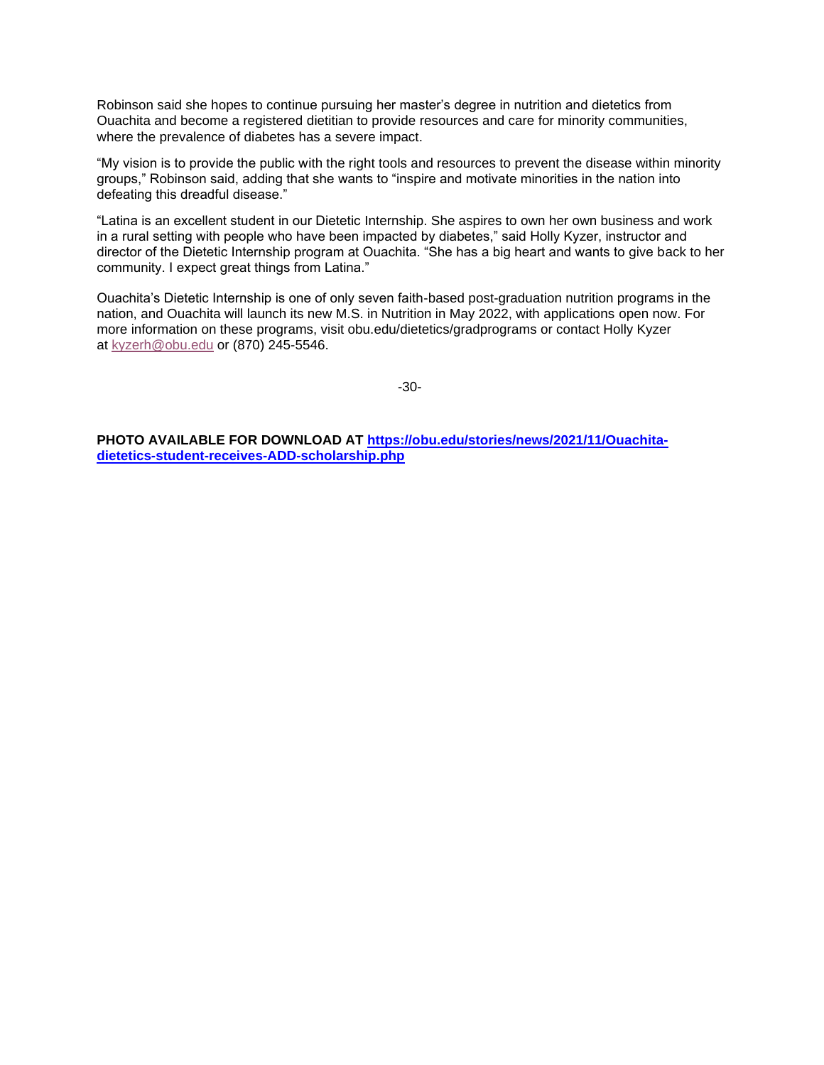Robinson said she hopes to continue pursuing her master's degree in nutrition and dietetics from Ouachita and become a registered dietitian to provide resources and care for minority communities, where the prevalence of diabetes has a severe impact.

"My vision is to provide the public with the right tools and resources to prevent the disease within minority groups," Robinson said, adding that she wants to "inspire and motivate minorities in the nation into defeating this dreadful disease."

"Latina is an excellent student in our Dietetic Internship. She aspires to own her own business and work in a rural setting with people who have been impacted by diabetes," said Holly Kyzer, instructor and director of the Dietetic Internship program at Ouachita. "She has a big heart and wants to give back to her community. I expect great things from Latina."

Ouachita's Dietetic Internship is one of only seven faith-based post-graduation nutrition programs in the nation, and Ouachita will launch its new M.S. in Nutrition in May 2022, with applications open now. For more information on these programs, visit obu.edu/dietetics/gradprograms or contact Holly Kyzer at kyzerh@obu.edu or (870) 245-5546.

-30-

**PHOTO AVAILABLE FOR DOWNLOAD AT https://obu.edu/stories/news/2021/11/Ouachita-dietetics-student-receives-ADD-scholarship.php**